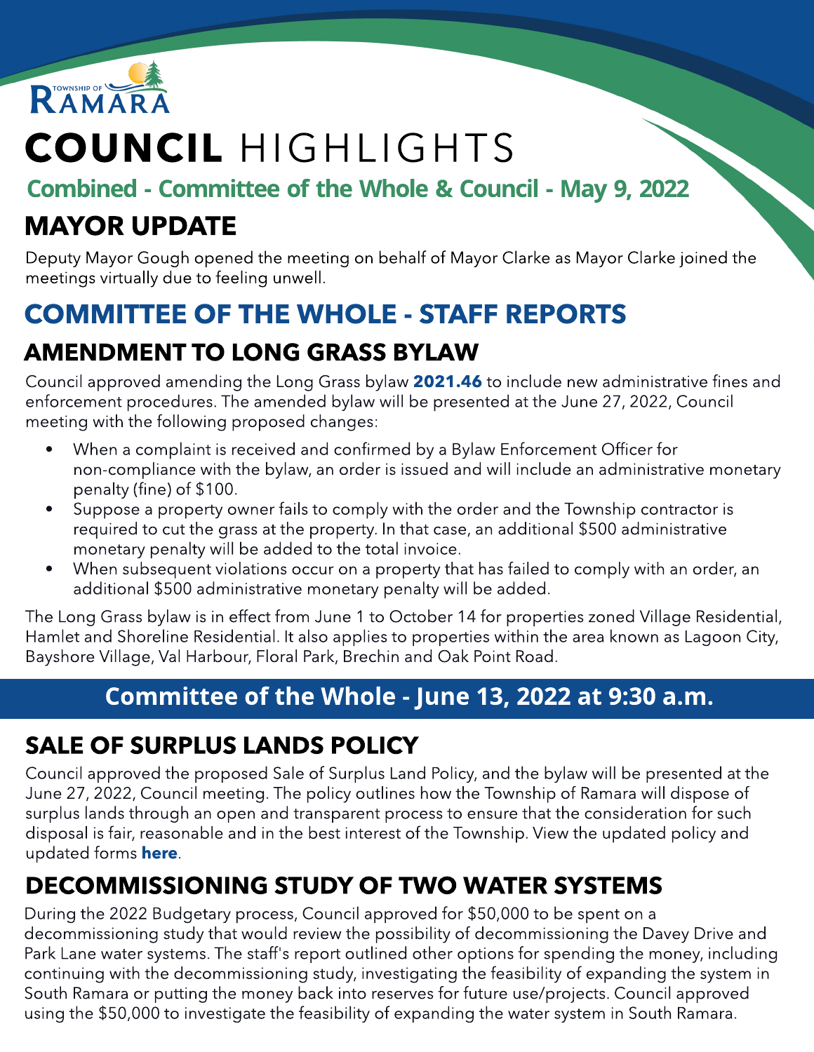TOWNSHIP OF RAMARA

# COUNCIL HIGHLIGHTS

## Combined - Committee of the Whole & Council - May 9, 2022

## MAYOR UPDATE

Deputy Mayor Gough opened the meeting on behalf of Mayor Clarke as Mayor Clarke joined the meetings virtually due to feeling unwell.

## COMMITTEE OF THE WHOLE - STAFF REPORTS

### AMENDMENT TO LONG GRASS BYLAW

Council approved amending the Long Grass bylaw **2021.46** to include new administrative fines and enforcement procedures. The amended bylaw will be presented at the June 27, 2022, Council meeting with the following proposed changes:

- When a complaint is received and confirmed by a Bylaw Enforcement Officer for non-compliance with the bylaw, an order is issued and will include an administrative monetary penalty (fine) of $100.
- Suppose a property owner fails to comply with the order and the Township contractor is required to cut the grass at the property. In that case, an additional $500 administrative monetary penalty will be added to the total invoice.
- When subsequent violations occur on a property that has failed to comply with an order, an additional $500 administrative monetary penalty will be added.

The Long Grass bylaw is in effect from June 1 to October 14 for properties zoned Village Residential, Hamlet and Shoreline Residential. It also applies to properties within the area known as Lagoon City, Bayshore Village, Val Harbour, Floral Park, Brechin and Oak Point Road.

**Committee of the Whole - June 13, 2022 at 9:30 a.m.**

### SALE OF SURPLUS LANDS POLICY

Council approved the proposed Sale of Surplus Land Policy, and the bylaw will be presented at the June 27, 2022, Council meeting. The policy outlines how the Township of Ramara will dispose of surplus lands through an open and transparent process to ensure that the consideration for such disposal is fair, reasonable and in the best interest of the Township. View the updated policy and updated forms **here**.

### DECOMMISSIONING STUDY OF TWO WATER SYSTEMS

During the 2022 Budgetary process, Council approved for $50,000 to be spent on a decommissioning study that would review the possibility of decommissioning the Davey Drive and Park Lane water systems. The staff's report outlined other options for spending the money, including continuing with the decommissioning study, investigating the feasibility of expanding the system in South Ramara or putting the money back into reserves for future use/projects. Council approved using the $50,000 to investigate the feasibility of expanding the water system in South Ramara.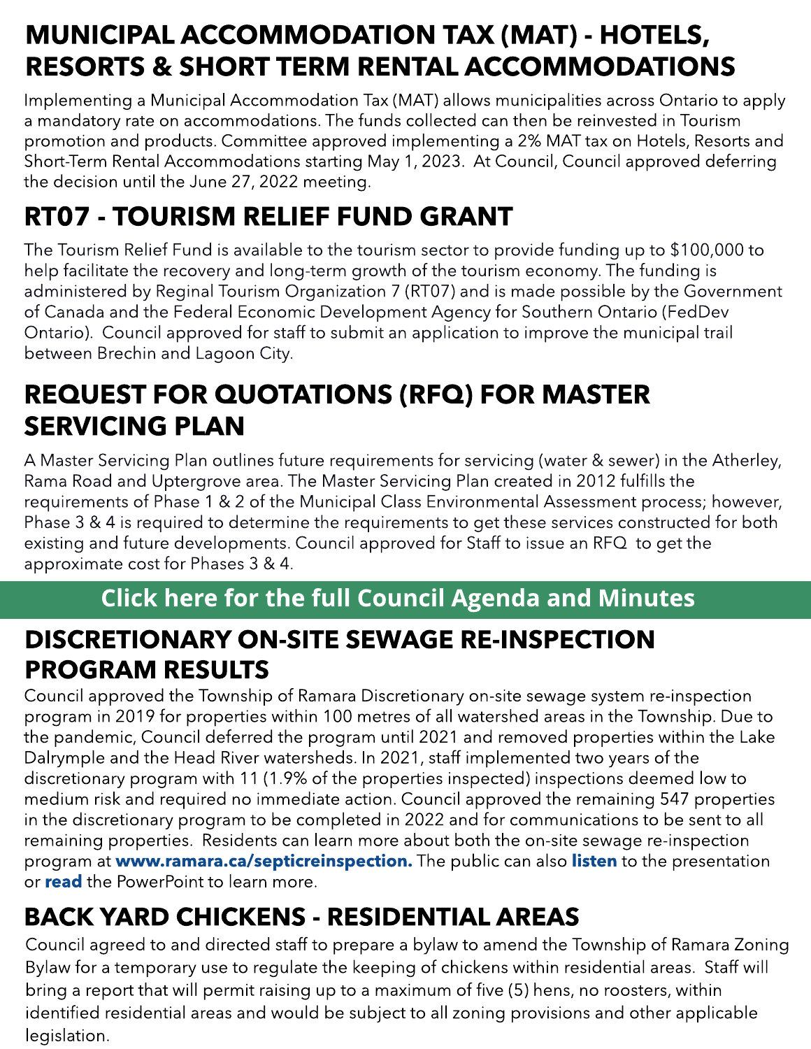## MUNICIPAL ACCOMMODATION TAX (MAT) - HOTELS, RESORTS & SHORT TERM RENTAL ACCOMMODATIONS

Implementing a Municipal Accommodation Tax (MAT) allows municipalities across Ontario to apply a mandatory rate on accommodations. The funds collected can then be reinvested in Tourism promotion and products. Committee approved implementing a 2% MAT tax on Hotels, Resorts and Short-Term Rental Accommodations starting May 1, 2023. At Council, Council approved deferring the decision until the June 27, 2022 meeting.

## RT07 - TOURISM RELIEF FUND GRANT

The Tourism Relief Fund is available to the tourism sector to provide funding up to $100,000 to help facilitate the recovery and long-term growth of the tourism economy. The funding is administered by Reginal Tourism Organization 7 (RT07) and is made possible by the Government of Canada and the Federal Economic Development Agency for Southern Ontario (FedDev Ontario). Council approved for staff to submit an application to improve the municipal trail between Brechin and Lagoon City.

## REQUEST FOR QUOTATIONS (RFQ) FOR MASTER SERVICING PLAN

A Master Servicing Plan outlines future requirements for servicing (water & sewer) in the Atherley, Rama Road and Uptergrove area. The Master Servicing Plan created in 2012 fulfills the requirements of Phase 1 & 2 of the Municipal Class Environmental Assessment process; however, Phase 3 & 4 is required to determine the requirements to get these services constructed for both existing and future developments. Council approved for Staff to issue an RFQ to get the approximate cost for Phases 3 & 4.

**Click here for the full Council Agenda and Minutes**

## DISCRETIONARY ON-SITE SEWAGE RE-INSPECTION PROGRAM RESULTS

Council approved the Township of Ramara Discretionary on-site sewage system re-inspection program in 2019 for properties within 100 metres of all watershed areas in the Township. Due to the pandemic, Council deferred the program until 2021 and removed properties within the Lake Dalrymple and the Head River watersheds. In 2021, staff implemented two years of the discretionary program with 11 (1.9% of the properties inspected) inspections deemed low to medium risk and required no immediate action. Council approved the remaining 547 properties in the discretionary program to be completed in 2022 and for communications to be sent to all remaining properties. Residents can learn more about both the on-site sewage re-inspection program at **www.ramara.ca/septicreinspection.** The public can also **listen** to the presentation or **read** the PowerPoint to learn more.

## BACK YARD CHICKENS - RESIDENTIAL AREAS

Council agreed to and directed staff to prepare a bylaw to amend the Township of Ramara Zoning Bylaw for a temporary use to regulate the keeping of chickens within residential areas. Staff will bring a report that will permit raising up to a maximum of five (5) hens, no roosters, within identified residential areas and would be subject to all zoning provisions and other applicable legislation.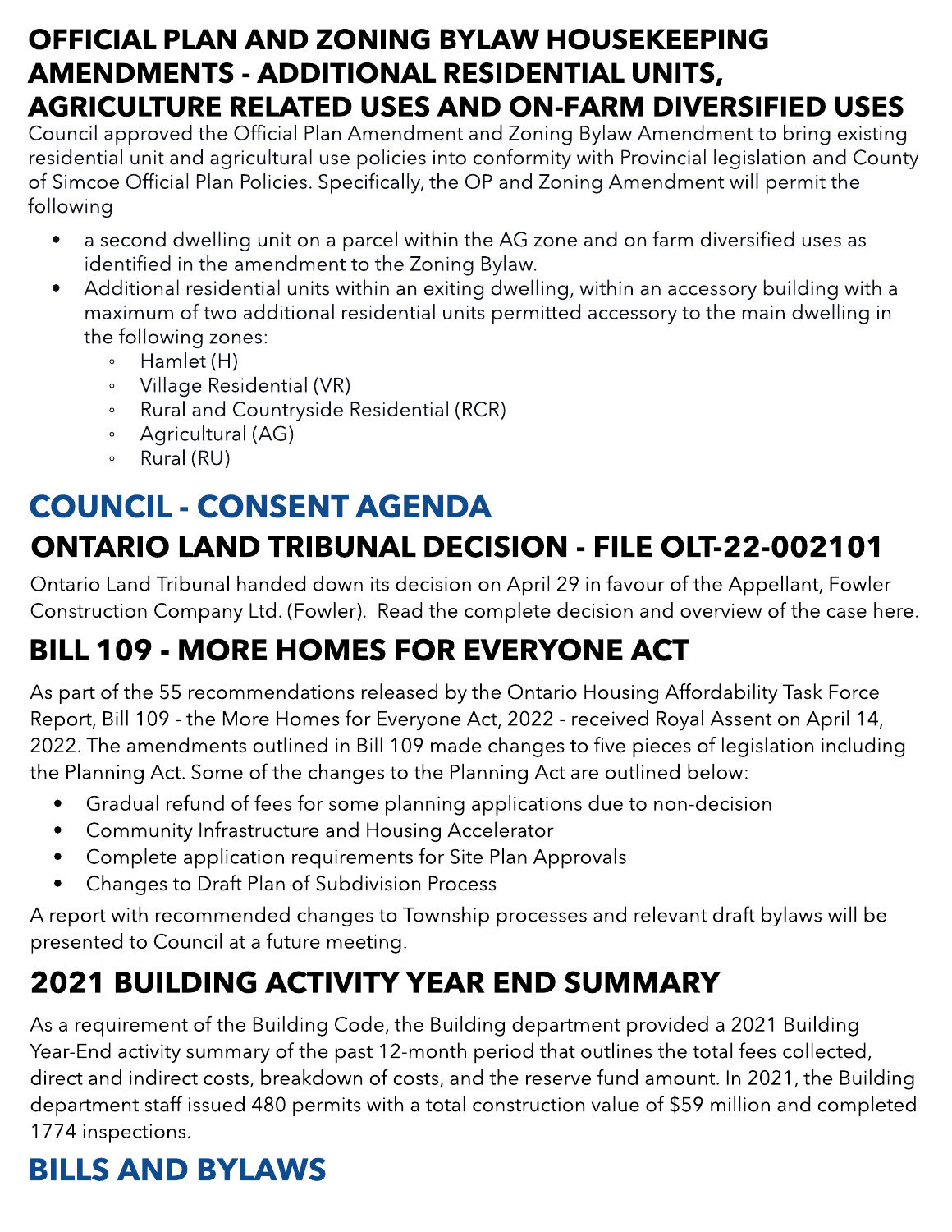## OFFICIAL PLAN AND ZONING BYLAW HOUSEKEEPING AMENDMENTS - ADDITIONAL RESIDENTIAL UNITS, AGRICULTURE RELATED USES AND ON-FARM DIVERSIFIED USES

Council approved the Official Plan Amendment and Zoning Bylaw Amendment to bring existing residential unit and agricultural use policies into conformity with Provincial legislation and County of Simcoe Official Plan Policies. Specifically, the OP and Zoning Amendment will permit the following

- a second dwelling unit on a parcel within the AG zone and on farm diversified uses as identified in the amendment to the Zoning Bylaw.
- Additional residential units within an exiting dwelling, within an accessory building with a maximum of two additional residential units permitted accessory to the main dwelling in the following zones:
  - Hamlet (H)
  - Village Residential (VR)
  - Rural and Countryside Residential (RCR)
  - Agricultural (AG)
  - Rural (RU)

# COUNCIL - CONSENT AGENDA

## ONTARIO LAND TRIBUNAL DECISION - FILE OLT-22-002101

Ontario Land Tribunal handed down its decision on April 29 in favour of the Appellant, Fowler Construction Company Ltd. (Fowler). Read the complete decision and overview of the case here.

## BILL 109 - MORE HOMES FOR EVERYONE ACT

As part of the 55 recommendations released by the Ontario Housing Affordability Task Force Report, Bill 109 - the More Homes for Everyone Act, 2022 - received Royal Assent on April 14, 2022. The amendments outlined in Bill 109 made changes to five pieces of legislation including the Planning Act. Some of the changes to the Planning Act are outlined below:

- Gradual refund of fees for some planning applications due to non-decision
- Community Infrastructure and Housing Accelerator
- Complete application requirements for Site Plan Approvals
- Changes to Draft Plan of Subdivision Process

A report with recommended changes to Township processes and relevant draft bylaws will be presented to Council at a future meeting.

## 2021 BUILDING ACTIVITY YEAR END SUMMARY

As a requirement of the Building Code, the Building department provided a 2021 Building Year-End activity summary of the past 12-month period that outlines the total fees collected, direct and indirect costs, breakdown of costs, and the reserve fund amount. In 2021, the Building department staff issued 480 permits with a total construction value of $59 million and completed 1774 inspections.

# BILLS AND BYLAWS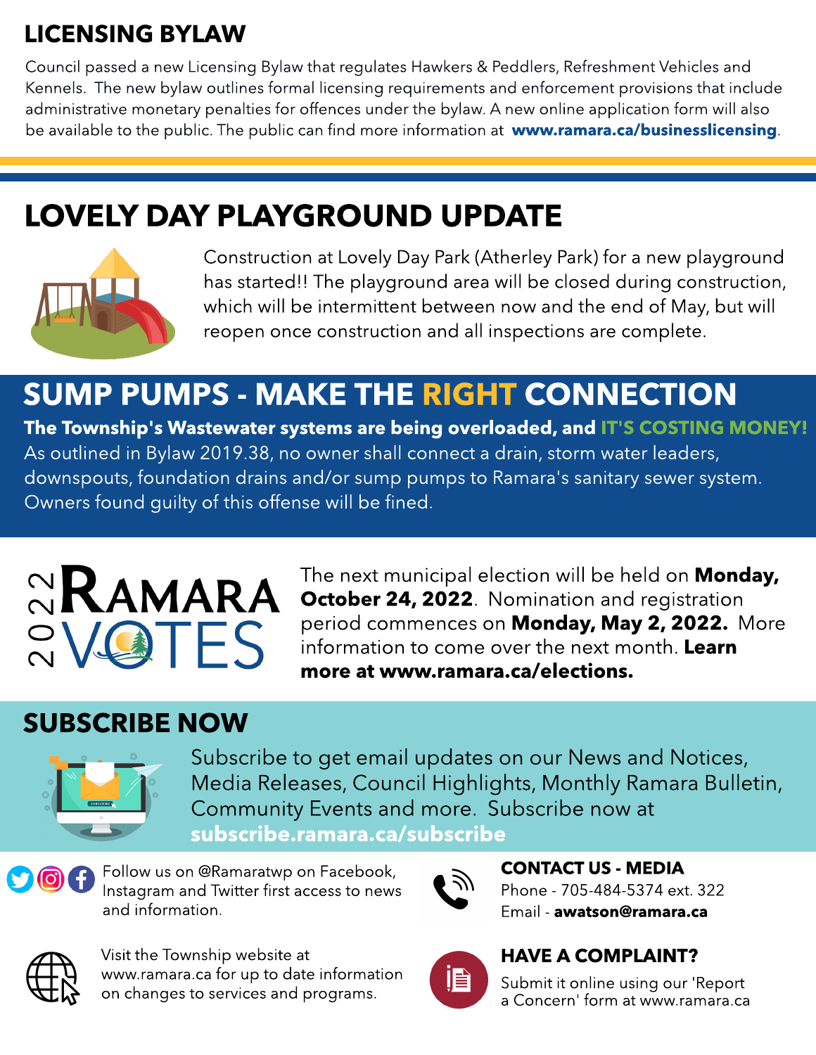## LICENSING BYLAW

Council passed a new Licensing Bylaw that regulates Hawkers & Peddlers, Refreshment Vehicles and Kennels. The new bylaw outlines formal licensing requirements and enforcement provisions that include administrative monetary penalties for offences under the bylaw. A new online application form will also be available to the public. The public can find more information at **www.ramara.ca/businesslicensing**.

## LOVELY DAY PLAYGROUND UPDATE

Construction at Lovely Day Park (Atherley Park) for a new playground has started!! The playground area will be closed during construction, which will be intermittent between now and the end of May, but will reopen once construction and all inspections are complete.

## SUMP PUMPS - MAKE THE RIGHT CONNECTION

**The Township's Wastewater systems are being overloaded, and IT'S COSTING MONEY!**

As outlined in Bylaw 2019.38, no owner shall connect a drain, storm water leaders, downspouts, foundation drains and/or sump pumps to Ramara's sanitary sewer system. Owners found guilty of this offense will be fined.

## 2022 RAMARA VOTES

The next municipal election will be held on **Monday, October 24, 2022**. Nomination and registration period commences on **Monday, May 2, 2022.** More information to come over the next month. **Learn more at www.ramara.ca/elections.**

## SUBSCRIBE NOW

Subscribe to get email updates on our News and Notices, Media Releases, Council Highlights, Monthly Ramara Bulletin, Community Events and more. Subscribe now at **subscribe.ramara.ca/subscribe**

Follow us on @Ramaratwp on Facebook, Instagram and Twitter first access to news and information.

**CONTACT US - MEDIA**
Phone - 705-484-5374 ext. 322
Email - **awatson@ramara.ca**

Visit the Township website at www.ramara.ca for up to date information on changes to services and programs.

**HAVE A COMPLAINT?**
Submit it online using our 'Report a Concern' form at www.ramara.ca